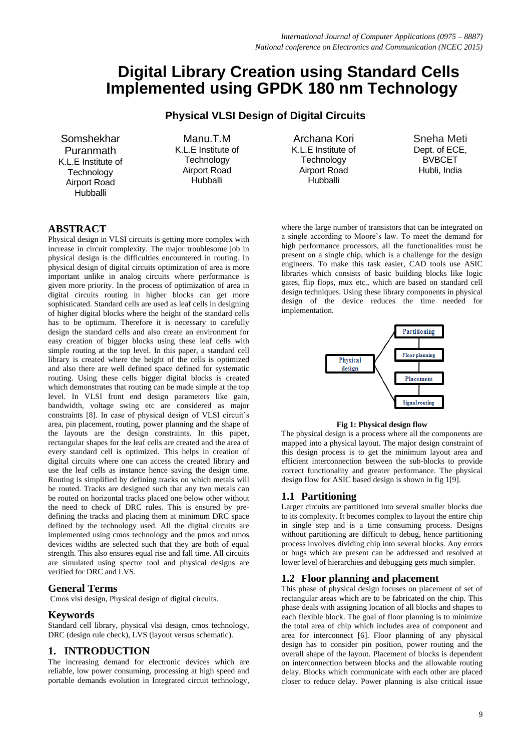# Digital Library Creation using Standard Cells Implemented using GPDK 180 nm Technology

### Physical VLSI Design of Digital Circuits

Somshekhar Puranmath
K.L.E Institute of Technology
Airport Road
Hubballi

Manu.T.M
K.L.E Institute of Technology
Airport Road
Hubballi

Archana Kori
K.L.E Institute of Technology
Airport Road
Hubballi

Sneha Meti
Dept. of ECE, BVBCET
Hubli, India

## ABSTRACT

Physical design in VLSI circuits is getting more complex with increase in circuit complexity. The major troublesome job in physical design is the difficulties encountered in routing. In physical design of digital circuits optimization of area is more important unlike in analog circuits where performance is given more priority. In the process of optimization of area in digital circuits routing in higher blocks can get more sophisticated. Standard cells are used as leaf cells in designing of higher digital blocks where the height of the standard cells has to be optimum. Therefore it is necessary to carefully design the standard cells and also create an environment for easy creation of bigger blocks using these leaf cells with simple routing at the top level. In this paper, a standard cell library is created where the height of the cells is optimized and also there are well defined space defined for systematic routing. Using these cells bigger digital blocks is created which demonstrates that routing can be made simple at the top level. In VLSI front end design parameters like gain, bandwidth, voltage swing etc are considered as major constraints [8]. In case of physical design of VLSI circuit's area, pin placement, routing, power planning and the shape of the layouts are the design constraints. In this paper, rectangular shapes for the leaf cells are created and the area of every standard cell is optimized. This helps in creation of digital circuits where one can access the created library and use the leaf cells as instance hence saving the design time. Routing is simplified by defining tracks on which metals will be routed. Tracks are designed such that any two metals can be routed on horizontal tracks placed one below other without the need to check of DRC rules. This is ensured by pre-defining the tracks and placing them at minimum DRC space defined by the technology used. All the digital circuits are implemented using cmos technology and the pmos and nmos devices widths are selected such that they are both of equal strength. This also ensures equal rise and fall time. All circuits are simulated using spectre tool and physical designs are verified for DRC and LVS.

## General Terms

Cmos vlsi design, Physical design of digital circuits.

## Keywords

Standard cell library, physical vlsi design, cmos technology, DRC (design rule check), LVS (layout versus schematic).

## 1. INTRODUCTION

The increasing demand for electronic devices which are reliable, low power consuming, processing at high speed and portable demands evolution in Integrated circuit technology, where the large number of transistors that can be integrated on a single according to Moore's law. To meet the demand for high performance processors, all the functionalities must be present on a single chip, which is a challenge for the design engineers. To make this task easier, CAD tools use ASIC libraries which consists of basic building blocks like logic gates, flip flops, mux etc., which are based on standard cell design techniques. Using these library components in physical design of the device reduces the time needed for implementation.

Physical design
Partitioning
Floor planning
Placement
Signal routing

**Fig 1: Physical design flow**

The physical design is a process where all the components are mapped into a physical layout. The major design constraint of this design process is to get the minimum layout area and efficient interconnection between the sub-blocks to provide correct functionality and greater performance. The physical design flow for ASIC based design is shown in fig 1[9].

### 1.1 Partitioning

Larger circuits are partitioned into several smaller blocks due to its complexity. It becomes complex to layout the entire chip in single step and is a time consuming process. Designs without partitioning are difficult to debug, hence partitioning process involves dividing chip into several blocks. Any errors or bugs which are present can be addressed and resolved at lower level of hierarchies and debugging gets much simpler.

### 1.2 Floor planning and placement

This phase of physical design focuses on placement of set of rectangular areas which are to be fabricated on the chip. This phase deals with assigning location of all blocks and shapes to each flexible block. The goal of floor planning is to minimize the total area of chip which includes area of component and area for interconnect [6]. Floor planning of any physical design has to consider pin position, power routing and the overall shape of the layout. Placement of blocks is dependent on interconnection between blocks and the available routing delay. Blocks which communicate with each other are placed closer to reduce delay. Power planning is also critical issue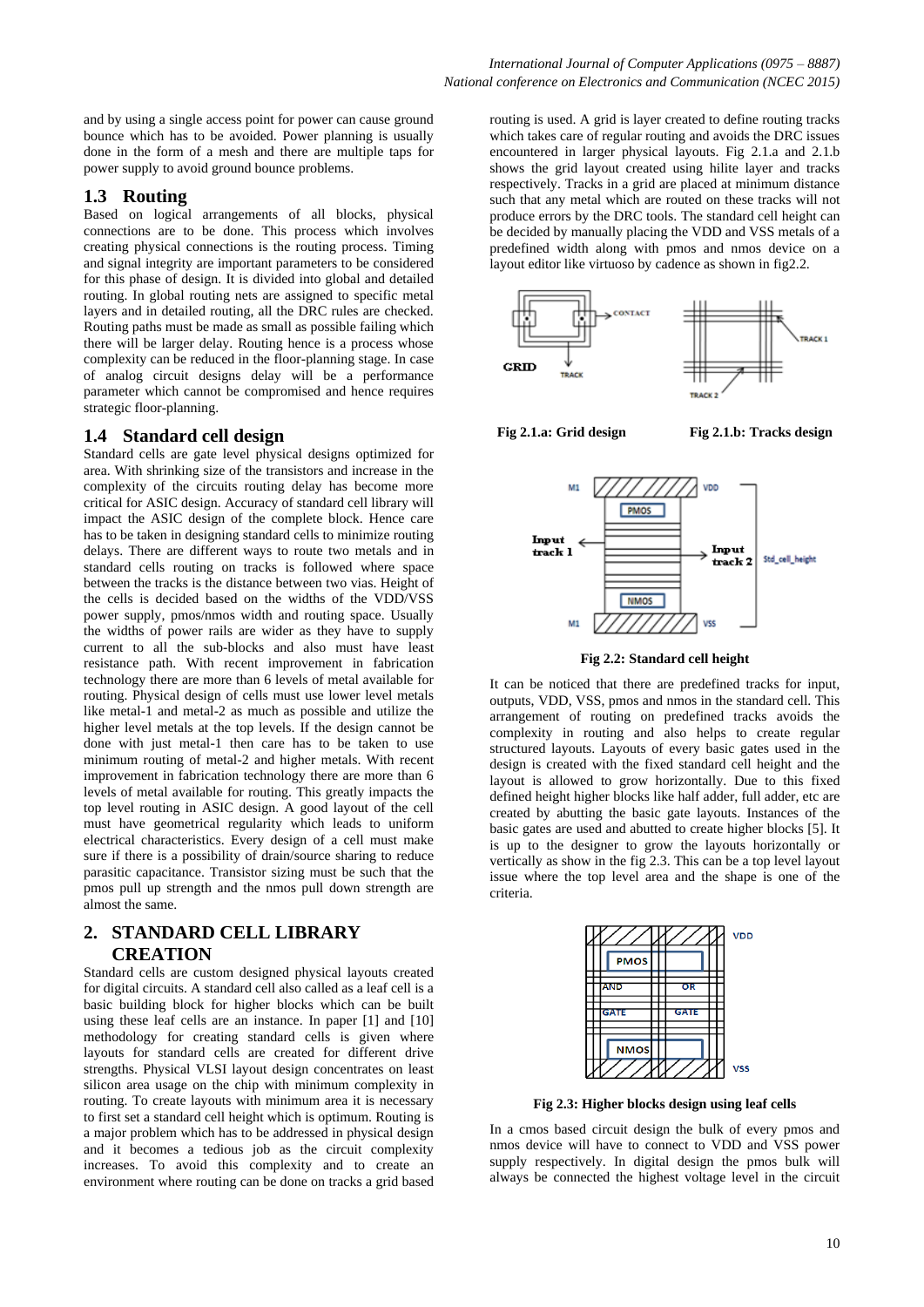and by using a single access point for power can cause ground bounce which has to be avoided. Power planning is usually done in the form of a mesh and there are multiple taps for power supply to avoid ground bounce problems.

## 1.3 Routing

Based on logical arrangements of all blocks, physical connections are to be done. This process which involves creating physical connections is the routing process. Timing and signal integrity are important parameters to be considered for this phase of design. It is divided into global and detailed routing. In global routing nets are assigned to specific metal layers and in detailed routing, all the DRC rules are checked. Routing paths must be made as small as possible failing which there will be larger delay. Routing hence is a process whose complexity can be reduced in the floor-planning stage. In case of analog circuit designs delay will be a performance parameter which cannot be compromised and hence requires strategic floor-planning.

## 1.4 Standard cell design

Standard cells are gate level physical designs optimized for area. With shrinking size of the transistors and increase in the complexity of the circuits routing delay has become more critical for ASIC design. Accuracy of standard cell library will impact the ASIC design of the complete block. Hence care has to be taken in designing standard cells to minimize routing delays. There are different ways to route two metals and in standard cells routing on tracks is followed where space between the tracks is the distance between two vias. Height of the cells is decided based on the widths of the VDD/VSS power supply, pmos/nmos width and routing space. Usually the widths of power rails are wider as they have to supply current to all the sub-blocks and also must have least resistance path. With recent improvement in fabrication technology there are more than 6 levels of metal available for routing. Physical design of cells must use lower level metals like metal-1 and metal-2 as much as possible and utilize the higher level metals at the top levels. If the design cannot be done with just metal-1 then care has to be taken to use minimum routing of metal-2 and higher metals. With recent improvement in fabrication technology there are more than 6 levels of metal available for routing. This greatly impacts the top level routing in ASIC design. A good layout of the cell must have geometrical regularity which leads to uniform electrical characteristics. Every design of a cell must make sure if there is a possibility of drain/source sharing to reduce parasitic capacitance. Transistor sizing must be such that the pmos pull up strength and the nmos pull down strength are almost the same.

# 2. STANDARD CELL LIBRARY CREATION

Standard cells are custom designed physical layouts created for digital circuits. A standard cell also called as a leaf cell is a basic building block for higher blocks which can be built using these leaf cells are an instance. In paper [1] and [10] methodology for creating standard cells is given where layouts for standard cells are created for different drive strengths. Physical VLSI layout design concentrates on least silicon area usage on the chip with minimum complexity in routing. To create layouts with minimum area it is necessary to first set a standard cell height which is optimum. Routing is a major problem which has to be addressed in physical design and it becomes a tedious job as the circuit complexity increases. To avoid this complexity and to create an environment where routing can be done on tracks a grid based routing is used. A grid is layer created to define routing tracks which takes care of regular routing and avoids the DRC issues encountered in larger physical layouts. Fig 2.1.a and 2.1.b shows the grid layout created using hilite layer and tracks respectively. Tracks in a grid are placed at minimum distance such that any metal which are routed on these tracks will not produce errors by the DRC tools. The standard cell height can be decided by manually placing the VDD and VSS metals of a predefined width along with pmos and nmos device on a layout editor like virtuoso by cadence as shown in fig2.2.

CONTACT
GRID
TRACK
TRACK 1
TRACK 2

**Fig 2.1.a: Grid design** **Fig 2.1.b: Tracks design**

M1
VDD
PMOS
Input track 1
Input track 2
Std_cell_height
NMOS
M1
VSS

**Fig 2.2: Standard cell height**

It can be noticed that there are predefined tracks for input, outputs, VDD, VSS, pmos and nmos in the standard cell. This arrangement of routing on predefined tracks avoids the complexity in routing and also helps to create regular structured layouts. Layouts of every basic gates used in the design is created with the fixed standard cell height and the layout is allowed to grow horizontally. Due to this fixed defined height higher blocks like half adder, full adder, etc are created by abutting the basic gate layouts. Instances of the basic gates are used and abutted to create higher blocks [5]. It is up to the designer to grow the layouts horizontally or vertically as show in the fig 2.3. This can be a top level layout issue where the top level area and the shape is one of the criteria.

VDD
PMOS
AND
OR
GATE
GATE
NMOS
VSS

**Fig 2.3: Higher blocks design using leaf cells**

In a cmos based circuit design the bulk of every pmos and nmos device will have to connect to VDD and VSS power supply respectively. In digital design the pmos bulk will always be connected the highest voltage level in the circuit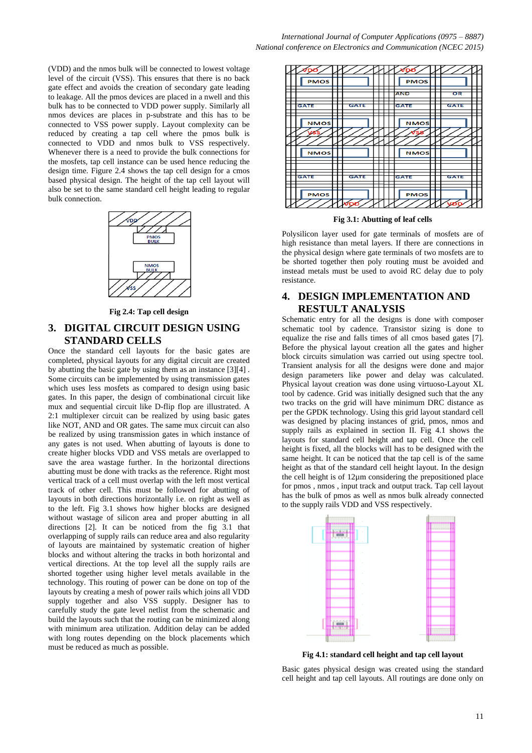(VDD) and the nmos bulk will be connected to lowest voltage level of the circuit (VSS). This ensures that there is no back gate effect and avoids the creation of secondary gate leading to leakage. All the pmos devices are placed in a nwell and this bulk has to be connected to VDD power supply. Similarly all nmos devices are places in p-substrate and this has to be connected to VSS power supply. Layout complexity can be reduced by creating a tap cell where the pmos bulk is connected to VDD and nmos bulk to VSS respectively. Whenever there is a need to provide the bulk connections for the mosfets, tap cell instance can be used hence reducing the design time. Figure 2.4 shows the tap cell design for a cmos based physical design. The height of the tap cell layout will also be set to the same standard cell height leading to regular bulk connection.

VDD

PMOS BULK

NMOS BULK

VSS

**Fig 2.4: Tap cell design**

## 3. DIGITAL CIRCUIT DESIGN USING STANDARD CELLS

Once the standard cell layouts for the basic gates are completed, physical layouts for any digital circuit are created by abutting the basic gate by using them as an instance [3][4] . Some circuits can be implemented by using transmission gates which uses less mosfets as compared to design using basic gates. In this paper, the design of combinational circuit like mux and sequential circuit like D-flip flop are illustrated. A 2:1 multiplexer circuit can be realized by using basic gates like NOT, AND and OR gates. The same mux circuit can also be realized by using transmission gates in which instance of any gates is not used. When abutting of layouts is done to create higher blocks VDD and VSS metals are overlapped to save the area wastage further. In the horizontal directions abutting must be done with tracks as the reference. Right most vertical track of a cell must overlap with the left most vertical track of other cell. This must be followed for abutting of layouts in both directions horizontally i.e. on right as well as to the left. Fig 3.1 shows how higher blocks are designed without wastage of silicon area and proper abutting in all directions [2]. It can be noticed from the fig 3.1 that overlapping of supply rails can reduce area and also regularity of layouts are maintained by systematic creation of higher blocks and without altering the tracks in both horizontal and vertical directions. At the top level all the supply rails are shorted together using higher level metals available in the technology. This routing of power can be done on top of the layouts by creating a mesh of power rails which joins all VDD supply together and also VSS supply. Designer has to carefully study the gate level netlist from the schematic and build the layouts such that the routing can be minimized along with minimum area utilization. Addition delay can be added with long routes depending on the block placements which must be reduced as much as possible.

VDD VDD

PMOS PMOS

AND OR

GATE GATE GATE GATE

NMOS NMOS

VSS VSS

NMOS NMOS

GATE GATE GATE GATE

PMOS PMOS

VDD VDD

**Fig 3.1: Abutting of leaf cells**

Polysilicon layer used for gate terminals of mosfets are of high resistance than metal layers. If there are connections in the physical design where gate terminals of two mosfets are to be shorted together then poly routing must be avoided and instead metals must be used to avoid RC delay due to poly resistance.

## 4. DESIGN IMPLEMENTATION AND RESTULT ANALYSIS

Schematic entry for all the designs is done with composer schematic tool by cadence. Transistor sizing is done to equalize the rise and falls times of all cmos based gates [7]. Before the physical layout creation all the gates and higher block circuits simulation was carried out using spectre tool. Transient analysis for all the designs were done and major design parameters like power and delay was calculated. Physical layout creation was done using virtuoso-Layout XL tool by cadence. Grid was initially designed such that the any two tracks on the grid will have minimum DRC distance as per the GPDK technology. Using this grid layout standard cell was designed by placing instances of grid, pmos, nmos and supply rails as explained in section II. Fig 4.1 shows the layouts for standard cell height and tap cell. Once the cell height is fixed, all the blocks will has to be designed with the same height. It can be noticed that the tap cell is of the same height as that of the standard cell height layout. In the design the cell height is of 12μm considering the prepositioned place for pmos , nmos , input track and output track. Tap cell layout has the bulk of pmos as well as nmos bulk already connected to the supply rails VDD and VSS respectively.

**Fig 4.1: standard cell height and tap cell layout**

Basic gates physical design was created using the standard cell height and tap cell layouts. All routings are done only on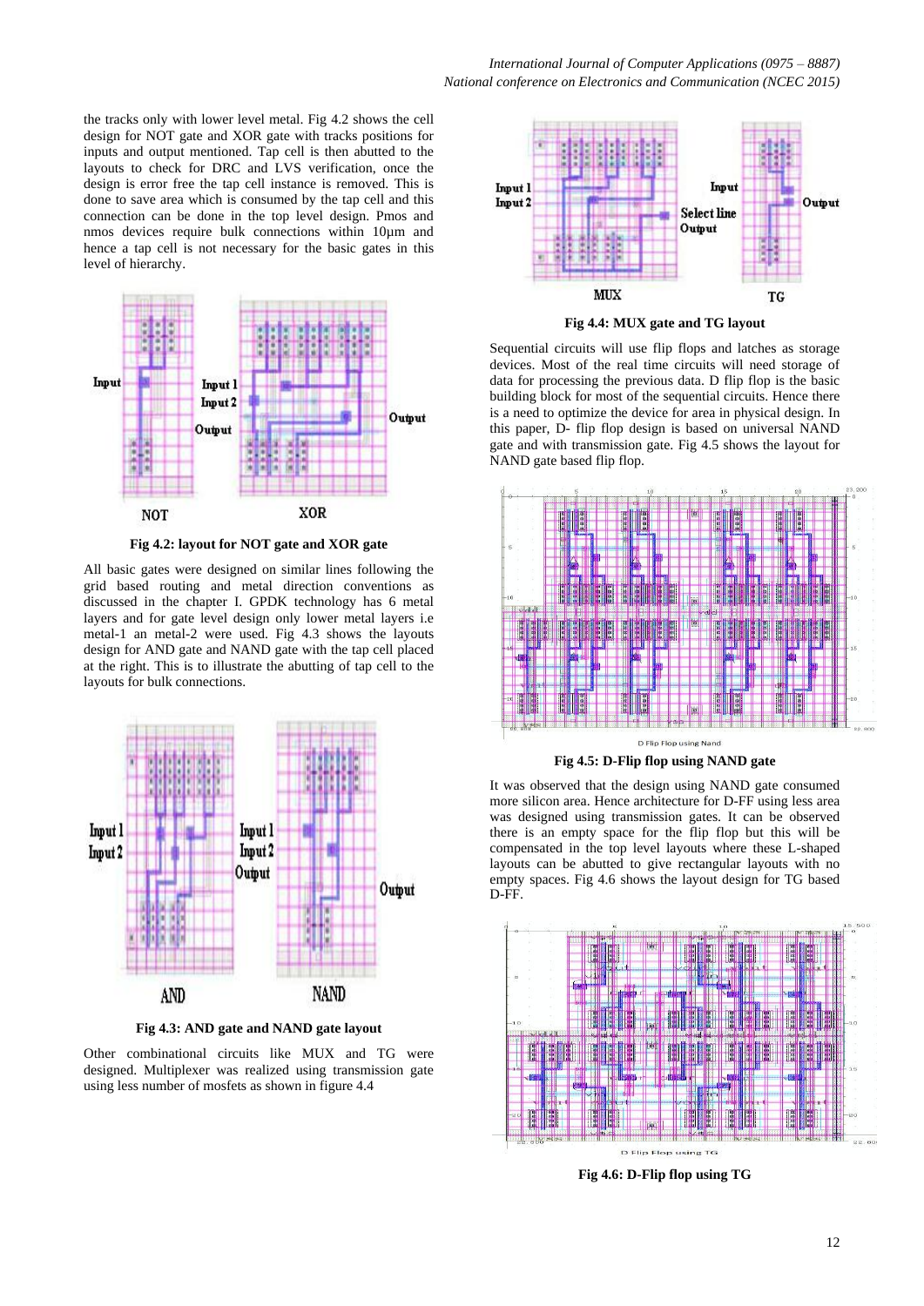the tracks only with lower level metal. Fig 4.2 shows the cell design for NOT gate and XOR gate with tracks positions for inputs and output mentioned. Tap cell is then abutted to the layouts to check for DRC and LVS verification, once the design is error free the tap cell instance is removed. This is done to save area which is consumed by the tap cell and this connection can be done in the top level design. Pmos and nmos devices require bulk connections within 10µm and hence a tap cell is not necessary for the basic gates in this level of hierarchy.

Input

Input 1
Input 2

Output

Output

NOT

XOR

**Fig 4.2: layout for NOT gate and XOR gate**

All basic gates were designed on similar lines following the grid based routing and metal direction conventions as discussed in the chapter I. GPDK technology has 6 metal layers and for gate level design only lower metal layers i.e metal-1 an metal-2 were used. Fig 4.3 shows the layouts design for AND gate and NAND gate with the tap cell placed at the right. This is to illustrate the abutting of tap cell to the layouts for bulk connections.

Input 1
Input 2

Input 1
Input 2
Output

Output

AND

NAND

**Fig 4.3: AND gate and NAND gate layout**

Other combinational circuits like MUX and TG were designed. Multiplexer was realized using transmission gate using less number of mosfets as shown in figure 4.4

Input 1
Input 2

Input

Select line
Output

Output

MUX

TG

**Fig 4.4: MUX gate and TG layout**

Sequential circuits will use flip flops and latches as storage devices. Most of the real time circuits will need storage of data for processing the previous data. D flip flop is the basic building block for most of the sequential circuits. Hence there is a need to optimize the device for area in physical design. In this paper, D- flip flop design is based on universal NAND gate and with transmission gate. Fig 4.5 shows the layout for NAND gate based flip flop.

D Flip Flop using Nand

**Fig 4.5: D-Flip flop using NAND gate**

It was observed that the design using NAND gate consumed more silicon area. Hence architecture for D-FF using less area was designed using transmission gates. It can be observed there is an empty space for the flip flop but this will be compensated in the top level layouts where these L-shaped layouts can be abutted to give rectangular layouts with no empty spaces. Fig 4.6 shows the layout design for TG based D-FF.

D Flip Flop using TG

**Fig 4.6: D-Flip flop using TG**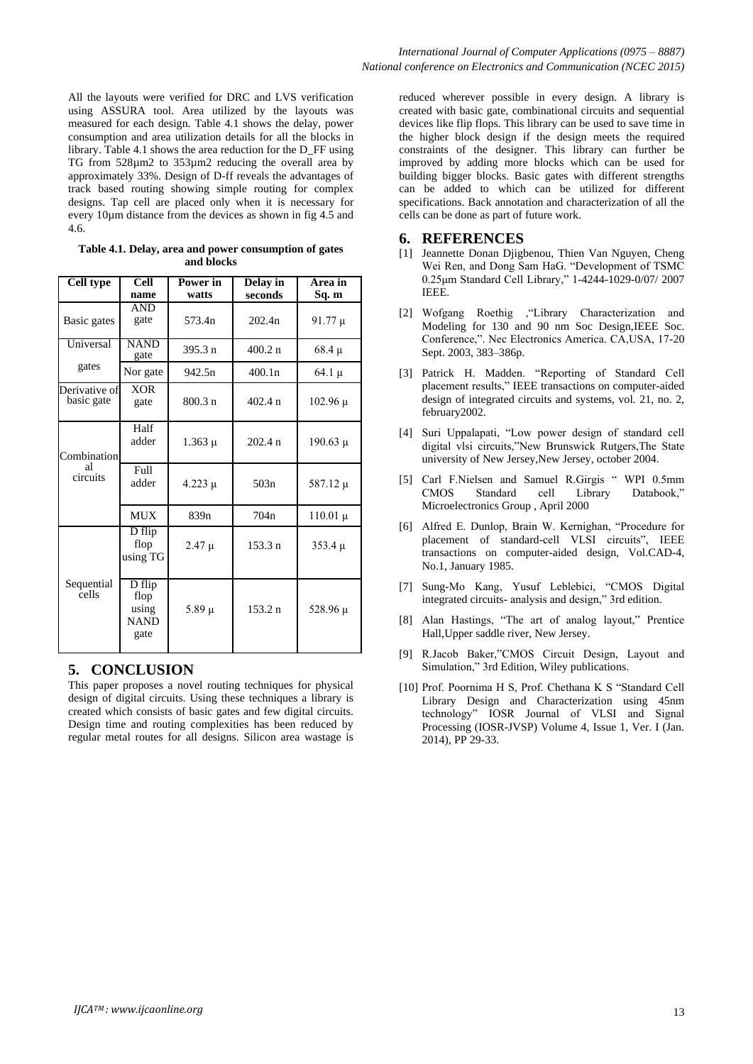All the layouts were verified for DRC and LVS verification using ASSURA tool. Area utilized by the layouts was measured for each design. Table 4.1 shows the delay, power consumption and area utilization details for all the blocks in library. Table 4.1 shows the area reduction for the D_FF using TG from 528µm2 to 353µm2 reducing the overall area by approximately 33%. Design of D-ff reveals the advantages of track based routing showing simple routing for complex designs. Tap cell are placed only when it is necessary for every 10µm distance from the devices as shown in fig 4.5 and 4.6.

**Table 4.1. Delay, area and power consumption of gates and blocks**

| Cell type | Cell name | Power in watts | Delay in seconds | Area in Sq. m |
|---|---|---|---|---|
| Basic gates | AND gate | 573.4n | 202.4n | 91.77 µ |
| Universal gates | NAND gate | 395.3 n | 400.2 n | 68.4 µ |
| | Nor gate | 942.5n | 400.1n | 64.1 µ |
| Derivative of basic gate | XOR gate | 800.3 n | 402.4 n | 102.96 µ |
| Combinational circuits | Half adder | 1.363 µ | 202.4 n | 190.63 µ |
| | Full adder | 4.223 µ | 503n | 587.12 µ |
| | MUX | 839n | 704n | 110.01 µ |
| Sequential cells | D flip flop using TG | 2.47 µ | 153.3 n | 353.4 µ |
| | D flip flop using NAND gate | 5.89 µ | 153.2 n | 528.96 µ |

## 5. CONCLUSION

This paper proposes a novel routing techniques for physical design of digital circuits. Using these techniques a library is created which consists of basic gates and few digital circuits. Design time and routing complexities has been reduced by regular metal routes for all designs. Silicon area wastage is reduced wherever possible in every design. A library is created with basic gate, combinational circuits and sequential devices like flip flops. This library can be used to save time in the higher block design if the design meets the required constraints of the designer. This library can further be improved by adding more blocks which can be used for building bigger blocks. Basic gates with different strengths can be added to which can be utilized for different specifications. Back annotation and characterization of all the cells can be done as part of future work.

## 6. REFERENCES

[1] Jeannette Donan Djigbenou, Thien Van Nguyen, Cheng Wei Ren, and Dong Sam HaG. "Development of TSMC 0.25µm Standard Cell Library," 1-4244-1029-0/07/ 2007 IEEE.

[2] Wofgang Roethig ,"Library Characterization and Modeling for 130 and 90 nm Soc Design,IEEE Soc. Conference,". Nec Electronics America. CA,USA, 17-20 Sept. 2003, 383–386p.

[3] Patrick H. Madden. "Reporting of Standard Cell placement results," IEEE transactions on computer-aided design of integrated circuits and systems, vol. 21, no. 2, february2002.

[4] Suri Uppalapati, "Low power design of standard cell digital vlsi circuits,"New Brunswick Rutgers,The State university of New Jersey,New Jersey, october 2004.

[5] Carl F.Nielsen and Samuel R.Girgis " WPI 0.5mm CMOS Standard cell Library Databook," Microelectronics Group , April 2000

[6] Alfred E. Dunlop, Brain W. Kernighan, "Procedure for placement of standard-cell VLSI circuits", IEEE transactions on computer-aided design, Vol.CAD-4, No.1, January 1985.

[7] Sung-Mo Kang, Yusuf Leblebici, "CMOS Digital integrated circuits- analysis and design," 3rd edition.

[8] Alan Hastings, "The art of analog layout," Prentice Hall,Upper saddle river, New Jersey.

[9] R.Jacob Baker,"CMOS Circuit Design, Layout and Simulation," 3rd Edition, Wiley publications.

[10] Prof. Poornima H S, Prof. Chethana K S "Standard Cell Library Design and Characterization using 45nm technology" IOSR Journal of VLSI and Signal Processing (IOSR-JVSP) Volume 4, Issue 1, Ver. I (Jan. 2014), PP 29-33.